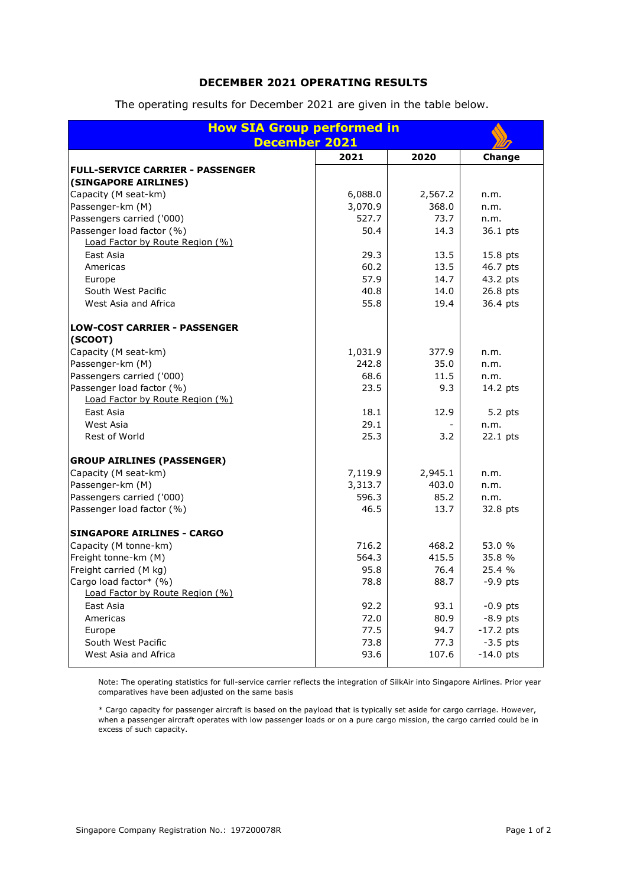# DECEMBER 2021 OPERATING RESULTS

The operating results for December 2021 are given in the table below.

| How SIA Group performed in December 2021 | 2021 | 2020 | Change |
|---|---|---|---|
| **FULL-SERVICE CARRIER - PASSENGER (SINGAPORE AIRLINES)** | | | |
| Capacity (M seat-km) | 6,088.0 | 2,567.2 | n.m. |
| Passenger-km (M) | 3,070.9 | 368.0 | n.m. |
| Passengers carried ('000) | 527.7 | 73.7 | n.m. |
| Passenger load factor (%) | 50.4 | 14.3 | 36.1 pts |
| Load Factor by Route Region (%) | | | |
| East Asia | 29.3 | 13.5 | 15.8 pts |
| Americas | 60.2 | 13.5 | 46.7 pts |
| Europe | 57.9 | 14.7 | 43.2 pts |
| South West Pacific | 40.8 | 14.0 | 26.8 pts |
| West Asia and Africa | 55.8 | 19.4 | 36.4 pts |
| **LOW-COST CARRIER - PASSENGER (SCOOT)** | | | |
| Capacity (M seat-km) | 1,031.9 | 377.9 | n.m. |
| Passenger-km (M) | 242.8 | 35.0 | n.m. |
| Passengers carried ('000) | 68.6 | 11.5 | n.m. |
| Passenger load factor (%) | 23.5 | 9.3 | 14.2 pts |
| Load Factor by Route Region (%) | | | |
| East Asia | 18.1 | 12.9 | 5.2 pts |
| West Asia | 29.1 | - | n.m. |
| Rest of World | 25.3 | 3.2 | 22.1 pts |
| **GROUP AIRLINES (PASSENGER)** | | | |
| Capacity (M seat-km) | 7,119.9 | 2,945.1 | n.m. |
| Passenger-km (M) | 3,313.7 | 403.0 | n.m. |
| Passengers carried ('000) | 596.3 | 85.2 | n.m. |
| Passenger load factor (%) | 46.5 | 13.7 | 32.8 pts |
| **SINGAPORE AIRLINES - CARGO** | | | |
| Capacity (M tonne-km) | 716.2 | 468.2 | 53.0 % |
| Freight tonne-km (M) | 564.3 | 415.5 | 35.8 % |
| Freight carried (M kg) | 95.8 | 76.4 | 25.4 % |
| Cargo load factor* (%) | 78.8 | 88.7 | -9.9 pts |
| Load Factor by Route Region (%) | | | |
| East Asia | 92.2 | 93.1 | -0.9 pts |
| Americas | 72.0 | 80.9 | -8.9 pts |
| Europe | 77.5 | 94.7 | -17.2 pts |
| South West Pacific | 73.8 | 77.3 | -3.5 pts |
| West Asia and Africa | 93.6 | 107.6 | -14.0 pts |

Note: The operating statistics for full-service carrier reflects the integration of SilkAir into Singapore Airlines. Prior year comparatives have been adjusted on the same basis

* Cargo capacity for passenger aircraft is based on the payload that is typically set aside for cargo carriage. However, when a passenger aircraft operates with low passenger loads or on a pure cargo mission, the cargo carried could be in excess of such capacity.

Singapore Company Registration No.: 197200078R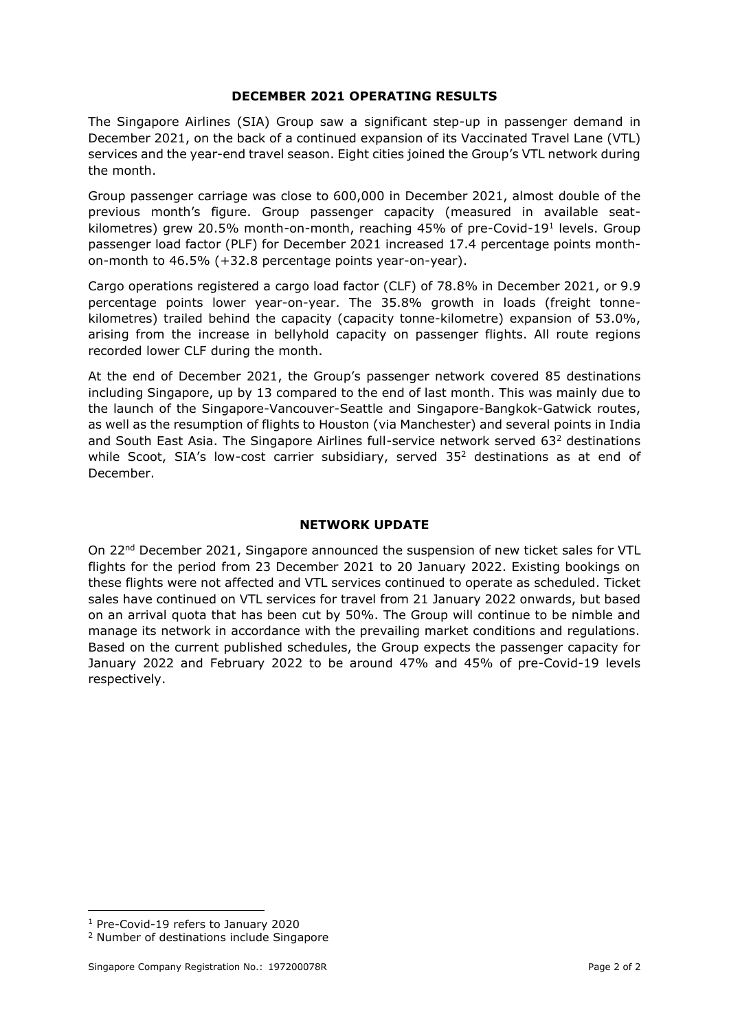## DECEMBER 2021 OPERATING RESULTS

The Singapore Airlines (SIA) Group saw a significant step-up in passenger demand in December 2021, on the back of a continued expansion of its Vaccinated Travel Lane (VTL) services and the year-end travel season. Eight cities joined the Group's VTL network during the month.

Group passenger carriage was close to 600,000 in December 2021, almost double of the previous month's figure. Group passenger capacity (measured in available seat-kilometres) grew 20.5% month-on-month, reaching 45% of pre-Covid-19[1] levels. Group passenger load factor (PLF) for December 2021 increased 17.4 percentage points month-on-month to 46.5% (+32.8 percentage points year-on-year).

Cargo operations registered a cargo load factor (CLF) of 78.8% in December 2021, or 9.9 percentage points lower year-on-year. The 35.8% growth in loads (freight tonne-kilometres) trailed behind the capacity (capacity tonne-kilometre) expansion of 53.0%, arising from the increase in bellyhold capacity on passenger flights. All route regions recorded lower CLF during the month.

At the end of December 2021, the Group's passenger network covered 85 destinations including Singapore, up by 13 compared to the end of last month. This was mainly due to the launch of the Singapore-Vancouver-Seattle and Singapore-Bangkok-Gatwick routes, as well as the resumption of flights to Houston (via Manchester) and several points in India and South East Asia. The Singapore Airlines full-service network served 63[2] destinations while Scoot, SIA's low-cost carrier subsidiary, served 35[2] destinations as at end of December.

## NETWORK UPDATE

On 22nd December 2021, Singapore announced the suspension of new ticket sales for VTL flights for the period from 23 December 2021 to 20 January 2022. Existing bookings on these flights were not affected and VTL services continued to operate as scheduled. Ticket sales have continued on VTL services for travel from 21 January 2022 onwards, but based on an arrival quota that has been cut by 50%. The Group will continue to be nimble and manage its network in accordance with the prevailing market conditions and regulations. Based on the current published schedules, the Group expects the passenger capacity for January 2022 and February 2022 to be around 47% and 45% of pre-Covid-19 levels respectively.

---

[1] Pre-Covid-19 refers to January 2020

[2] Number of destinations include Singapore

Singapore Company Registration No.: 197200078R